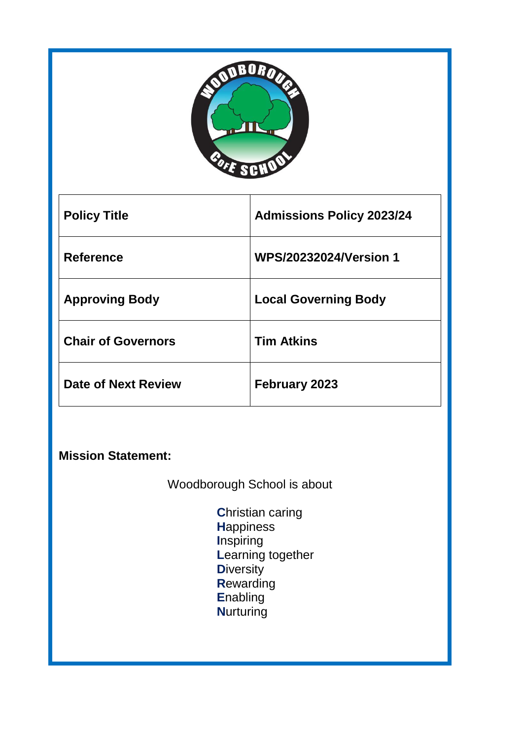| Policy Title | Admissions Policy 2023/24 |
|---|---|
| Reference | WPS/20232024/Version 1 |
| Approving Body | Local Governing Body |
| Chair of Governors | Tim Atkins |
| Date of Next Review | February 2023 |

**Mission Statement:**

Woodborough School is about

**C**hristian caring
**H**appiness
**I**nspiring
**L**earning together
**D**iversity
**R**ewarding
**E**nabling
**N**urturing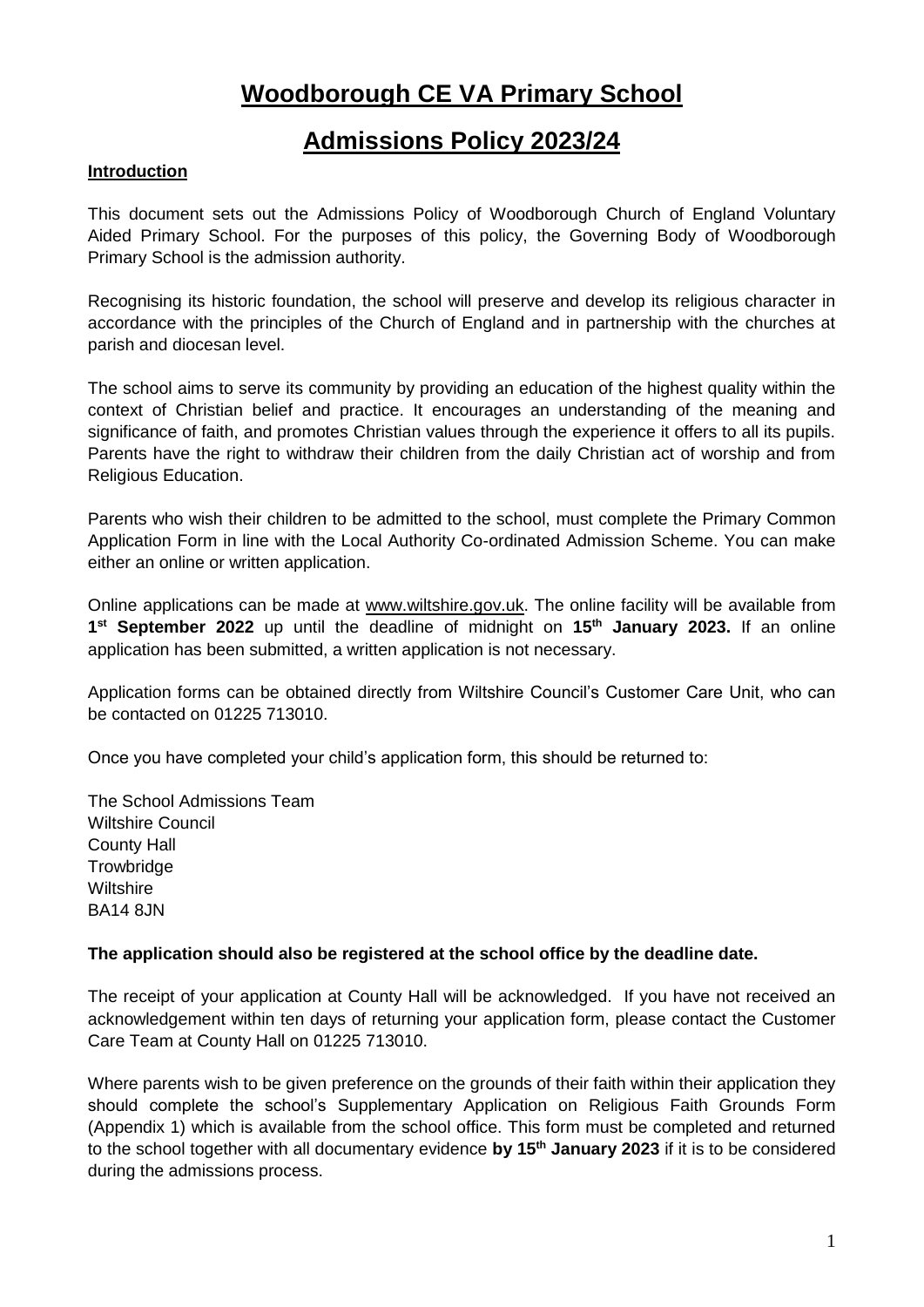# Woodborough CE VA Primary School

# Admissions Policy 2023/24

**Introduction**

This document sets out the Admissions Policy of Woodborough Church of England Voluntary Aided Primary School. For the purposes of this policy, the Governing Body of Woodborough Primary School is the admission authority.

Recognising its historic foundation, the school will preserve and develop its religious character in accordance with the principles of the Church of England and in partnership with the churches at parish and diocesan level.

The school aims to serve its community by providing an education of the highest quality within the context of Christian belief and practice. It encourages an understanding of the meaning and significance of faith, and promotes Christian values through the experience it offers to all its pupils. Parents have the right to withdraw their children from the daily Christian act of worship and from Religious Education.

Parents who wish their children to be admitted to the school, must complete the Primary Common Application Form in line with the Local Authority Co-ordinated Admission Scheme. You can make either an online or written application.

Online applications can be made at www.wiltshire.gov.uk. The online facility will be available from **1st September 2022** up until the deadline of midnight on **15th January 2023.** If an online application has been submitted, a written application is not necessary.

Application forms can be obtained directly from Wiltshire Council's Customer Care Unit, who can be contacted on 01225 713010.

Once you have completed your child's application form, this should be returned to:

The School Admissions Team
Wiltshire Council
County Hall
Trowbridge
Wiltshire
BA14 8JN

**The application should also be registered at the school office by the deadline date.**

The receipt of your application at County Hall will be acknowledged. If you have not received an acknowledgement within ten days of returning your application form, please contact the Customer Care Team at County Hall on 01225 713010.

Where parents wish to be given preference on the grounds of their faith within their application they should complete the school's Supplementary Application on Religious Faith Grounds Form (Appendix 1) which is available from the school office. This form must be completed and returned to the school together with all documentary evidence **by 15th January 2023** if it is to be considered during the admissions process.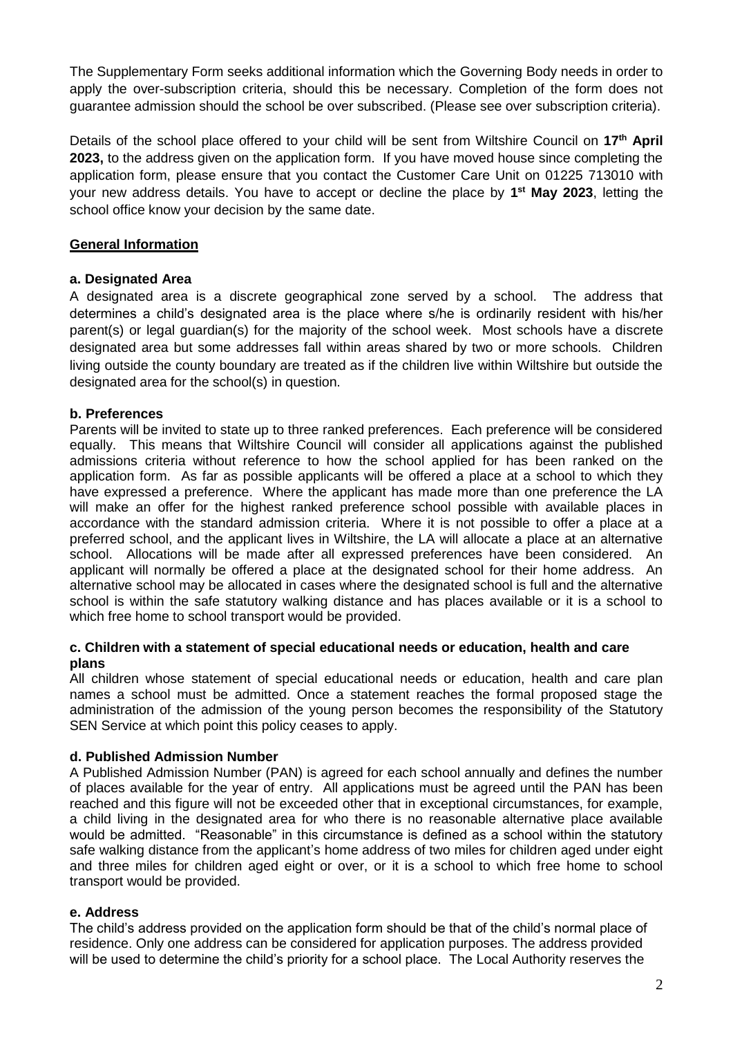The Supplementary Form seeks additional information which the Governing Body needs in order to apply the over-subscription criteria, should this be necessary. Completion of the form does not guarantee admission should the school be over subscribed. (Please see over subscription criteria).

Details of the school place offered to your child will be sent from Wiltshire Council on **17th April 2023,** to the address given on the application form. If you have moved house since completing the application form, please ensure that you contact the Customer Care Unit on 01225 713010 with your new address details. You have to accept or decline the place by **1st May 2023**, letting the school office know your decision by the same date.

## General Information

### a. Designated Area

A designated area is a discrete geographical zone served by a school. The address that determines a child's designated area is the place where s/he is ordinarily resident with his/her parent(s) or legal guardian(s) for the majority of the school week. Most schools have a discrete designated area but some addresses fall within areas shared by two or more schools. Children living outside the county boundary are treated as if the children live within Wiltshire but outside the designated area for the school(s) in question.

### b. Preferences

Parents will be invited to state up to three ranked preferences. Each preference will be considered equally. This means that Wiltshire Council will consider all applications against the published admissions criteria without reference to how the school applied for has been ranked on the application form. As far as possible applicants will be offered a place at a school to which they have expressed a preference. Where the applicant has made more than one preference the LA will make an offer for the highest ranked preference school possible with available places in accordance with the standard admission criteria. Where it is not possible to offer a place at a preferred school, and the applicant lives in Wiltshire, the LA will allocate a place at an alternative school. Allocations will be made after all expressed preferences have been considered. An applicant will normally be offered a place at the designated school for their home address. An alternative school may be allocated in cases where the designated school is full and the alternative school is within the safe statutory walking distance and has places available or it is a school to which free home to school transport would be provided.

### c. Children with a statement of special educational needs or education, health and care plans

All children whose statement of special educational needs or education, health and care plan names a school must be admitted. Once a statement reaches the formal proposed stage the administration of the admission of the young person becomes the responsibility of the Statutory SEN Service at which point this policy ceases to apply.

### d. Published Admission Number

A Published Admission Number (PAN) is agreed for each school annually and defines the number of places available for the year of entry. All applications must be agreed until the PAN has been reached and this figure will not be exceeded other that in exceptional circumstances, for example, a child living in the designated area for who there is no reasonable alternative place available would be admitted. "Reasonable" in this circumstance is defined as a school within the statutory safe walking distance from the applicant's home address of two miles for children aged under eight and three miles for children aged eight or over, or it is a school to which free home to school transport would be provided.

### e. Address

The child's address provided on the application form should be that of the child's normal place of residence. Only one address can be considered for application purposes. The address provided will be used to determine the child's priority for a school place. The Local Authority reserves the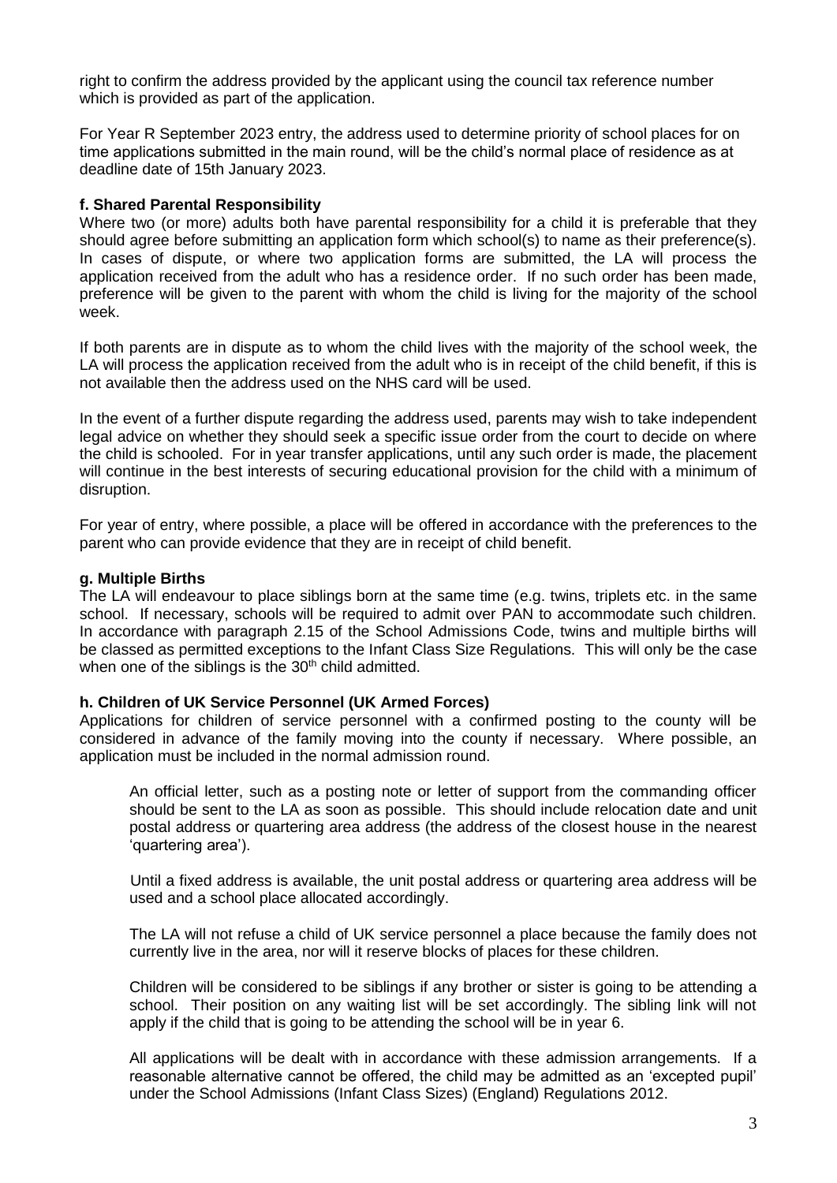right to confirm the address provided by the applicant using the council tax reference number which is provided as part of the application.

For Year R September 2023 entry, the address used to determine priority of school places for on time applications submitted in the main round, will be the child's normal place of residence as at deadline date of 15th January 2023.

**f. Shared Parental Responsibility**

Where two (or more) adults both have parental responsibility for a child it is preferable that they should agree before submitting an application form which school(s) to name as their preference(s). In cases of dispute, or where two application forms are submitted, the LA will process the application received from the adult who has a residence order. If no such order has been made, preference will be given to the parent with whom the child is living for the majority of the school week.

If both parents are in dispute as to whom the child lives with the majority of the school week, the LA will process the application received from the adult who is in receipt of the child benefit, if this is not available then the address used on the NHS card will be used.

In the event of a further dispute regarding the address used, parents may wish to take independent legal advice on whether they should seek a specific issue order from the court to decide on where the child is schooled. For in year transfer applications, until any such order is made, the placement will continue in the best interests of securing educational provision for the child with a minimum of disruption.

For year of entry, where possible, a place will be offered in accordance with the preferences to the parent who can provide evidence that they are in receipt of child benefit.

**g. Multiple Births**

The LA will endeavour to place siblings born at the same time (e.g. twins, triplets etc. in the same school. If necessary, schools will be required to admit over PAN to accommodate such children. In accordance with paragraph 2.15 of the School Admissions Code, twins and multiple births will be classed as permitted exceptions to the Infant Class Size Regulations. This will only be the case when one of the siblings is the 30th child admitted.

**h. Children of UK Service Personnel (UK Armed Forces)**

Applications for children of service personnel with a confirmed posting to the county will be considered in advance of the family moving into the county if necessary. Where possible, an application must be included in the normal admission round.

An official letter, such as a posting note or letter of support from the commanding officer should be sent to the LA as soon as possible. This should include relocation date and unit postal address or quartering area address (the address of the closest house in the nearest 'quartering area').

Until a fixed address is available, the unit postal address or quartering area address will be used and a school place allocated accordingly.

The LA will not refuse a child of UK service personnel a place because the family does not currently live in the area, nor will it reserve blocks of places for these children.

Children will be considered to be siblings if any brother or sister is going to be attending a school. Their position on any waiting list will be set accordingly. The sibling link will not apply if the child that is going to be attending the school will be in year 6.

All applications will be dealt with in accordance with these admission arrangements. If a reasonable alternative cannot be offered, the child may be admitted as an 'excepted pupil' under the School Admissions (Infant Class Sizes) (England) Regulations 2012.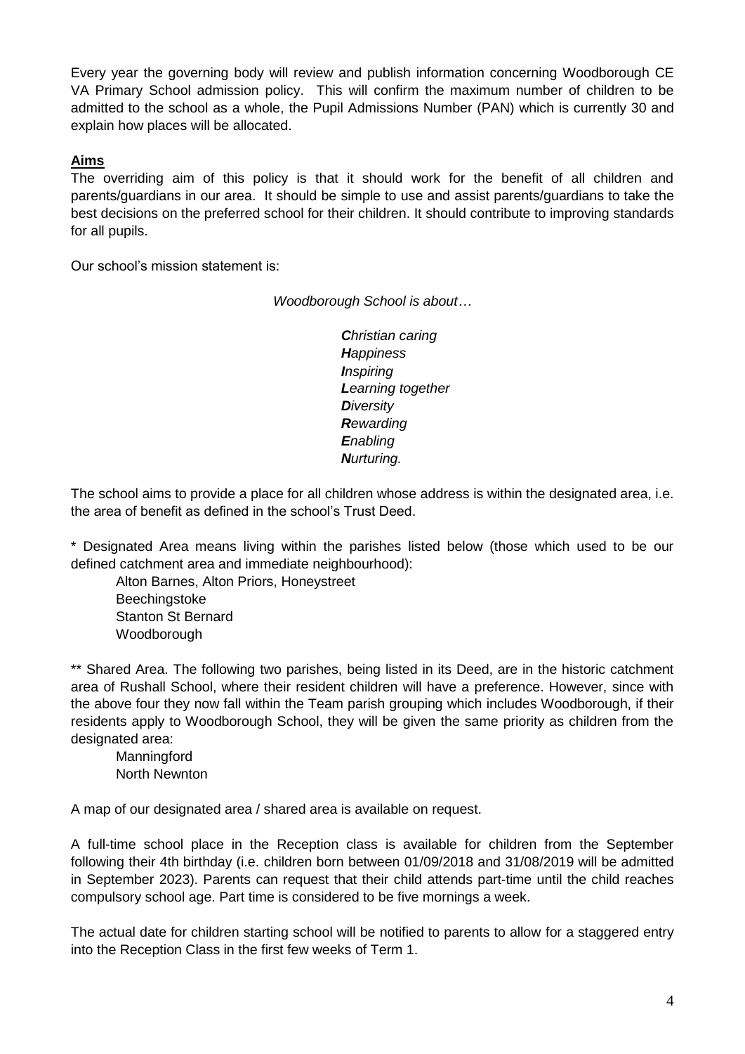Every year the governing body will review and publish information concerning Woodborough CE VA Primary School admission policy. This will confirm the maximum number of children to be admitted to the school as a whole, the Pupil Admissions Number (PAN) which is currently 30 and explain how places will be allocated.

## Aims

The overriding aim of this policy is that it should work for the benefit of all children and parents/guardians in our area. It should be simple to use and assist parents/guardians to take the best decisions on the preferred school for their children. It should contribute to improving standards for all pupils.

Our school's mission statement is:

*Woodborough School is about…*

> ***C****hristian caring*
> ***H****appiness*
> ***I****nspiring*
> ***L****earning together*
> ***D****iversity*
> ***R****ewarding*
> ***E****nabling*
> ***N****urturing.*

The school aims to provide a place for all children whose address is within the designated area, i.e. the area of benefit as defined in the school's Trust Deed.

* Designated Area means living within the parishes listed below (those which used to be our defined catchment area and immediate neighbourhood):

- Alton Barnes, Alton Priors, Honeystreet
- Beechingstoke
- Stanton St Bernard
- Woodborough

** Shared Area. The following two parishes, being listed in its Deed, are in the historic catchment area of Rushall School, where their resident children will have a preference. However, since with the above four they now fall within the Team parish grouping which includes Woodborough, if their residents apply to Woodborough School, they will be given the same priority as children from the designated area:

- Manningford
- North Newnton

A map of our designated area / shared area is available on request.

A full-time school place in the Reception class is available for children from the September following their 4th birthday (i.e. children born between 01/09/2018 and 31/08/2019 will be admitted in September 2023). Parents can request that their child attends part-time until the child reaches compulsory school age. Part time is considered to be five mornings a week.

The actual date for children starting school will be notified to parents to allow for a staggered entry into the Reception Class in the first few weeks of Term 1.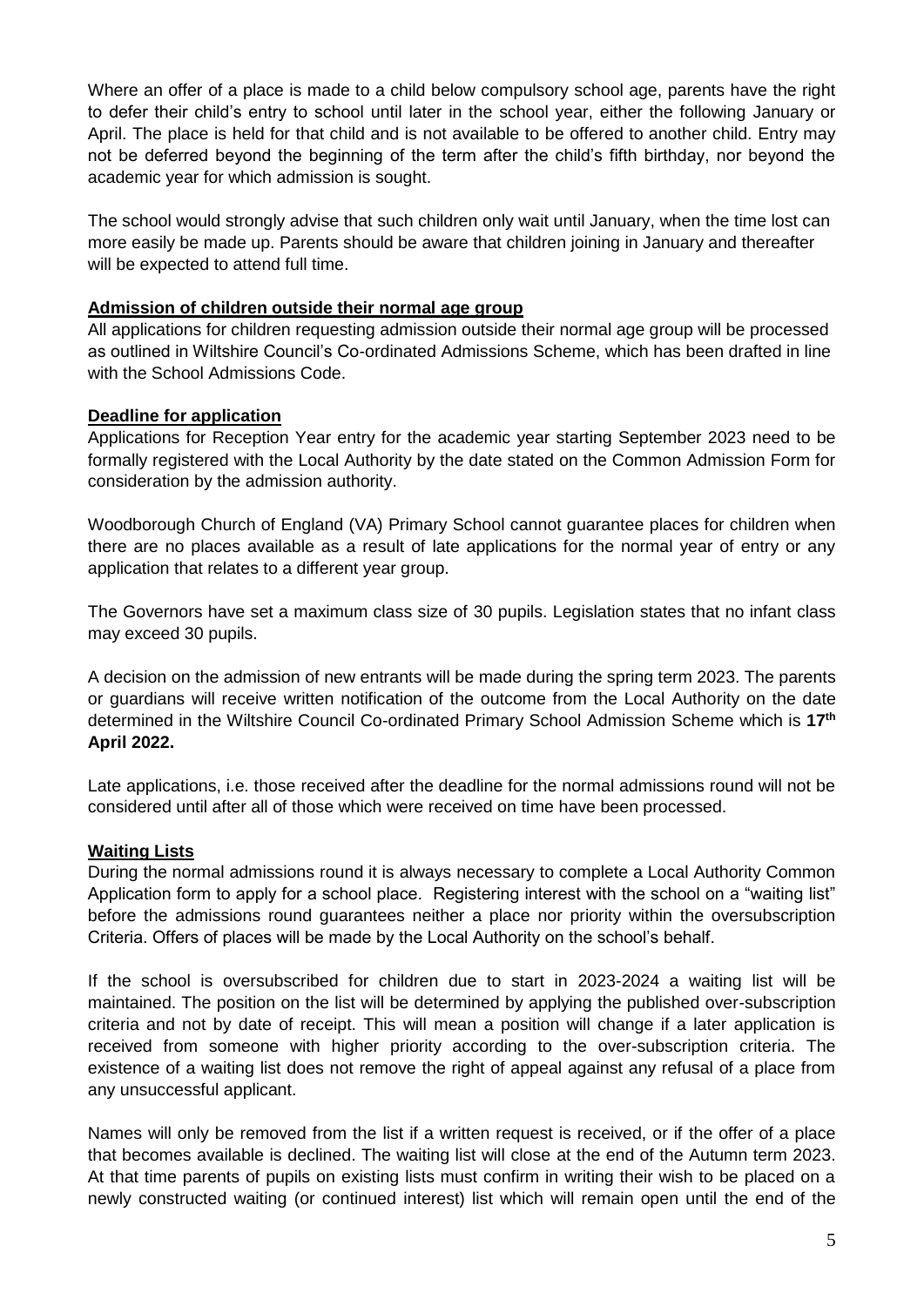Where an offer of a place is made to a child below compulsory school age, parents have the right to defer their child's entry to school until later in the school year, either the following January or April. The place is held for that child and is not available to be offered to another child. Entry may not be deferred beyond the beginning of the term after the child's fifth birthday, nor beyond the academic year for which admission is sought.

The school would strongly advise that such children only wait until January, when the time lost can more easily be made up. Parents should be aware that children joining in January and thereafter will be expected to attend full time.

**Admission of children outside their normal age group**

All applications for children requesting admission outside their normal age group will be processed as outlined in Wiltshire Council's Co-ordinated Admissions Scheme, which has been drafted in line with the School Admissions Code.

**Deadline for application**

Applications for Reception Year entry for the academic year starting September 2023 need to be formally registered with the Local Authority by the date stated on the Common Admission Form for consideration by the admission authority.

Woodborough Church of England (VA) Primary School cannot guarantee places for children when there are no places available as a result of late applications for the normal year of entry or any application that relates to a different year group.

The Governors have set a maximum class size of 30 pupils. Legislation states that no infant class may exceed 30 pupils.

A decision on the admission of new entrants will be made during the spring term 2023. The parents or guardians will receive written notification of the outcome from the Local Authority on the date determined in the Wiltshire Council Co-ordinated Primary School Admission Scheme which is **17th April 2022.**

Late applications, i.e. those received after the deadline for the normal admissions round will not be considered until after all of those which were received on time have been processed.

**Waiting Lists**

During the normal admissions round it is always necessary to complete a Local Authority Common Application form to apply for a school place. Registering interest with the school on a "waiting list" before the admissions round guarantees neither a place nor priority within the oversubscription Criteria. Offers of places will be made by the Local Authority on the school's behalf.

If the school is oversubscribed for children due to start in 2023-2024 a waiting list will be maintained. The position on the list will be determined by applying the published over-subscription criteria and not by date of receipt. This will mean a position will change if a later application is received from someone with higher priority according to the over-subscription criteria. The existence of a waiting list does not remove the right of appeal against any refusal of a place from any unsuccessful applicant.

Names will only be removed from the list if a written request is received, or if the offer of a place that becomes available is declined. The waiting list will close at the end of the Autumn term 2023. At that time parents of pupils on existing lists must confirm in writing their wish to be placed on a newly constructed waiting (or continued interest) list which will remain open until the end of the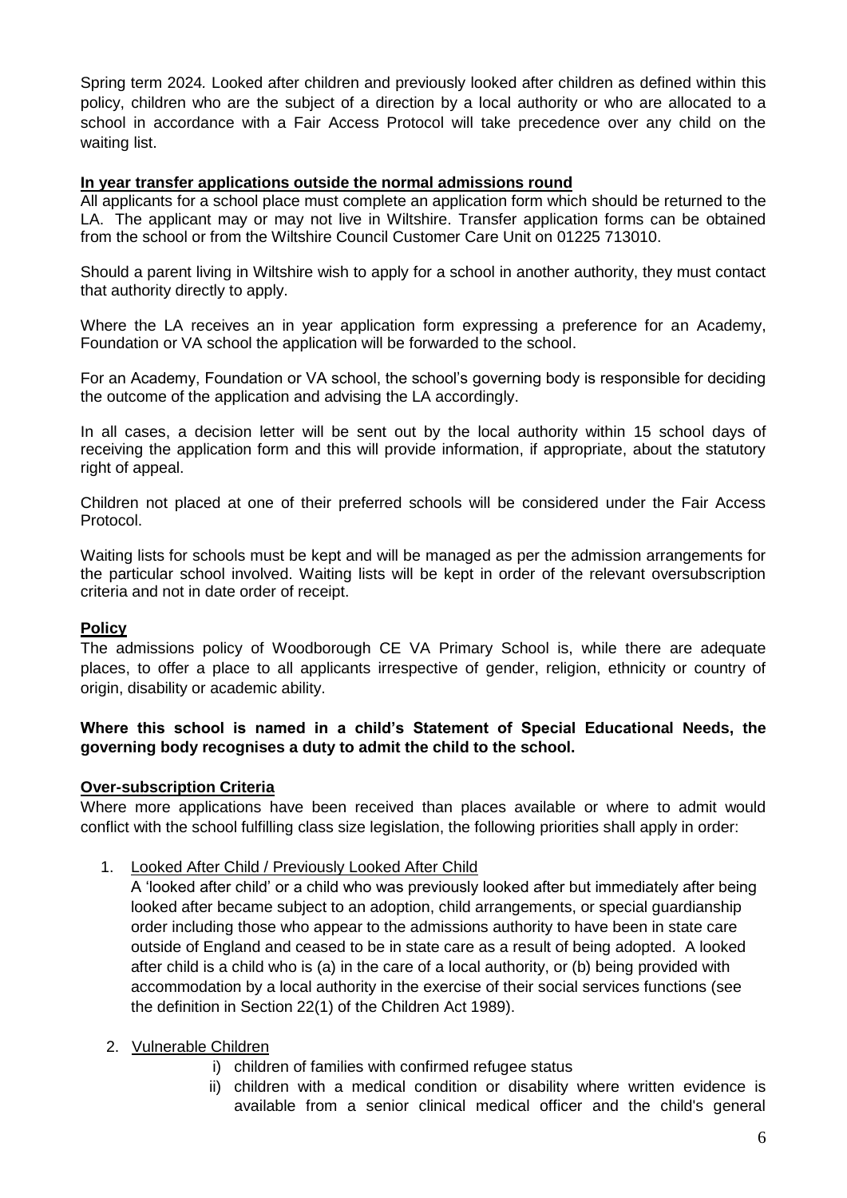Spring term 2024. Looked after children and previously looked after children as defined within this policy, children who are the subject of a direction by a local authority or who are allocated to a school in accordance with a Fair Access Protocol will take precedence over any child on the waiting list.

**In year transfer applications outside the normal admissions round**

All applicants for a school place must complete an application form which should be returned to the LA. The applicant may or may not live in Wiltshire. Transfer application forms can be obtained from the school or from the Wiltshire Council Customer Care Unit on 01225 713010.

Should a parent living in Wiltshire wish to apply for a school in another authority, they must contact that authority directly to apply.

Where the LA receives an in year application form expressing a preference for an Academy, Foundation or VA school the application will be forwarded to the school.

For an Academy, Foundation or VA school, the school's governing body is responsible for deciding the outcome of the application and advising the LA accordingly.

In all cases, a decision letter will be sent out by the local authority within 15 school days of receiving the application form and this will provide information, if appropriate, about the statutory right of appeal.

Children not placed at one of their preferred schools will be considered under the Fair Access Protocol.

Waiting lists for schools must be kept and will be managed as per the admission arrangements for the particular school involved. Waiting lists will be kept in order of the relevant oversubscription criteria and not in date order of receipt.

**Policy**

The admissions policy of Woodborough CE VA Primary School is, while there are adequate places, to offer a place to all applicants irrespective of gender, religion, ethnicity or country of origin, disability or academic ability.

**Where this school is named in a child's Statement of Special Educational Needs, the governing body recognises a duty to admit the child to the school.**

**Over-subscription Criteria**

Where more applications have been received than places available or where to admit would conflict with the school fulfilling class size legislation, the following priorities shall apply in order:

1. Looked After Child / Previously Looked After Child

   A 'looked after child' or a child who was previously looked after but immediately after being looked after became subject to an adoption, child arrangements, or special guardianship order including those who appear to the admissions authority to have been in state care outside of England and ceased to be in state care as a result of being adopted. A looked after child is a child who is (a) in the care of a local authority, or (b) being provided with accommodation by a local authority in the exercise of their social services functions (see the definition in Section 22(1) of the Children Act 1989).

2. Vulnerable Children

   i) children of families with confirmed refugee status
   ii) children with a medical condition or disability where written evidence is available from a senior clinical medical officer and the child's general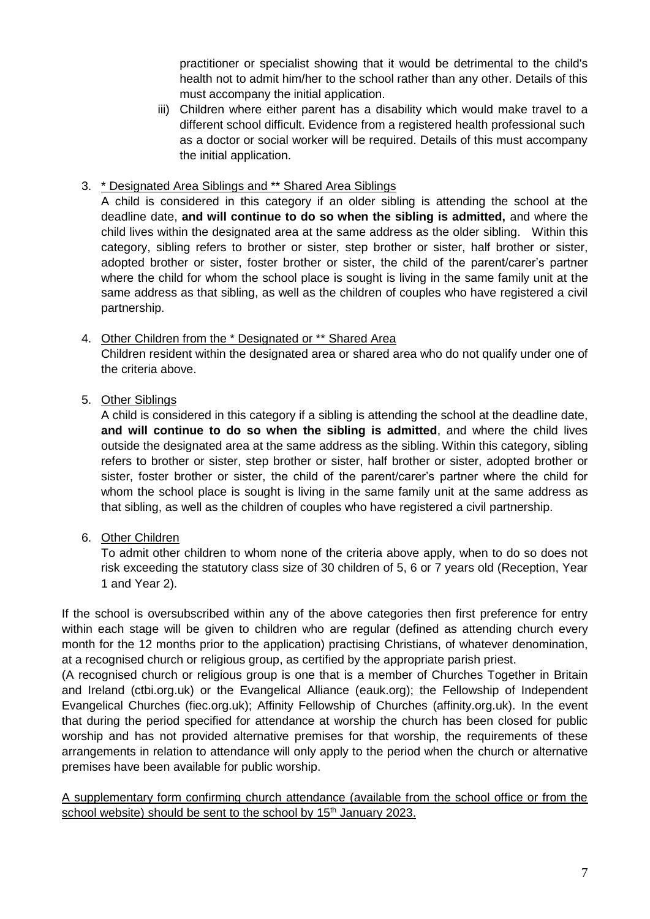practitioner or specialist showing that it would be detrimental to the child's health not to admit him/her to the school rather than any other. Details of this must accompany the initial application.

iii) Children where either parent has a disability which would make travel to a different school difficult. Evidence from a registered health professional such as a doctor or social worker will be required. Details of this must accompany the initial application.

3. <u>* Designated Area Siblings and ** Shared Area Siblings</u>

   A child is considered in this category if an older sibling is attending the school at the deadline date, **and will continue to do so when the sibling is admitted,** and where the child lives within the designated area at the same address as the older sibling. Within this category, sibling refers to brother or sister, step brother or sister, half brother or sister, adopted brother or sister, foster brother or sister, the child of the parent/carer's partner where the child for whom the school place is sought is living in the same family unit at the same address as that sibling, as well as the children of couples who have registered a civil partnership.

4. <u>Other Children from the * Designated or ** Shared Area</u>

   Children resident within the designated area or shared area who do not qualify under one of the criteria above.

5. <u>Other Siblings</u>

   A child is considered in this category if a sibling is attending the school at the deadline date, **and will continue to do so when the sibling is admitted**, and where the child lives outside the designated area at the same address as the sibling. Within this category, sibling refers to brother or sister, step brother or sister, half brother or sister, adopted brother or sister, foster brother or sister, the child of the parent/carer's partner where the child for whom the school place is sought is living in the same family unit at the same address as that sibling, as well as the children of couples who have registered a civil partnership.

6. <u>Other Children</u>

   To admit other children to whom none of the criteria above apply, when to do so does not risk exceeding the statutory class size of 30 children of 5, 6 or 7 years old (Reception, Year 1 and Year 2).

If the school is oversubscribed within any of the above categories then first preference for entry within each stage will be given to children who are regular (defined as attending church every month for the 12 months prior to the application) practising Christians, of whatever denomination, at a recognised church or religious group, as certified by the appropriate parish priest.

(A recognised church or religious group is one that is a member of Churches Together in Britain and Ireland (ctbi.org.uk) or the Evangelical Alliance (eauk.org); the Fellowship of Independent Evangelical Churches (fiec.org.uk); Affinity Fellowship of Churches (affinity.org.uk). In the event that during the period specified for attendance at worship the church has been closed for public worship and has not provided alternative premises for that worship, the requirements of these arrangements in relation to attendance will only apply to the period when the church or alternative premises have been available for public worship.

<u>A supplementary form confirming church attendance (available from the school office or from the school website) should be sent to the school by 15th January 2023.</u>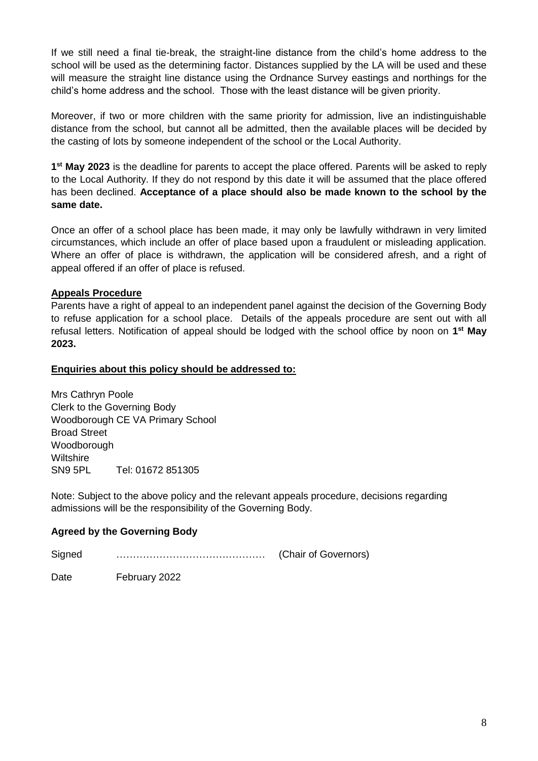If we still need a final tie-break, the straight-line distance from the child's home address to the school will be used as the determining factor. Distances supplied by the LA will be used and these will measure the straight line distance using the Ordnance Survey eastings and northings for the child's home address and the school. Those with the least distance will be given priority.

Moreover, if two or more children with the same priority for admission, live an indistinguishable distance from the school, but cannot all be admitted, then the available places will be decided by the casting of lots by someone independent of the school or the Local Authority.

**1st May 2023** is the deadline for parents to accept the place offered. Parents will be asked to reply to the Local Authority. If they do not respond by this date it will be assumed that the place offered has been declined. **Acceptance of a place should also be made known to the school by the same date.**

Once an offer of a school place has been made, it may only be lawfully withdrawn in very limited circumstances, which include an offer of place based upon a fraudulent or misleading application. Where an offer of place is withdrawn, the application will be considered afresh, and a right of appeal offered if an offer of place is refused.

**Appeals Procedure**

Parents have a right of appeal to an independent panel against the decision of the Governing Body to refuse application for a school place. Details of the appeals procedure are sent out with all refusal letters. Notification of appeal should be lodged with the school office by noon on **1st May 2023.**

**Enquiries about this policy should be addressed to:**

Mrs Cathryn Poole
Clerk to the Governing Body
Woodborough CE VA Primary School
Broad Street
Woodborough
Wiltshire
SN9 5PL Tel: 01672 851305

Note: Subject to the above policy and the relevant appeals procedure, decisions regarding admissions will be the responsibility of the Governing Body.

**Agreed by the Governing Body**

Signed ……………………………………… (Chair of Governors)

Date February 2022